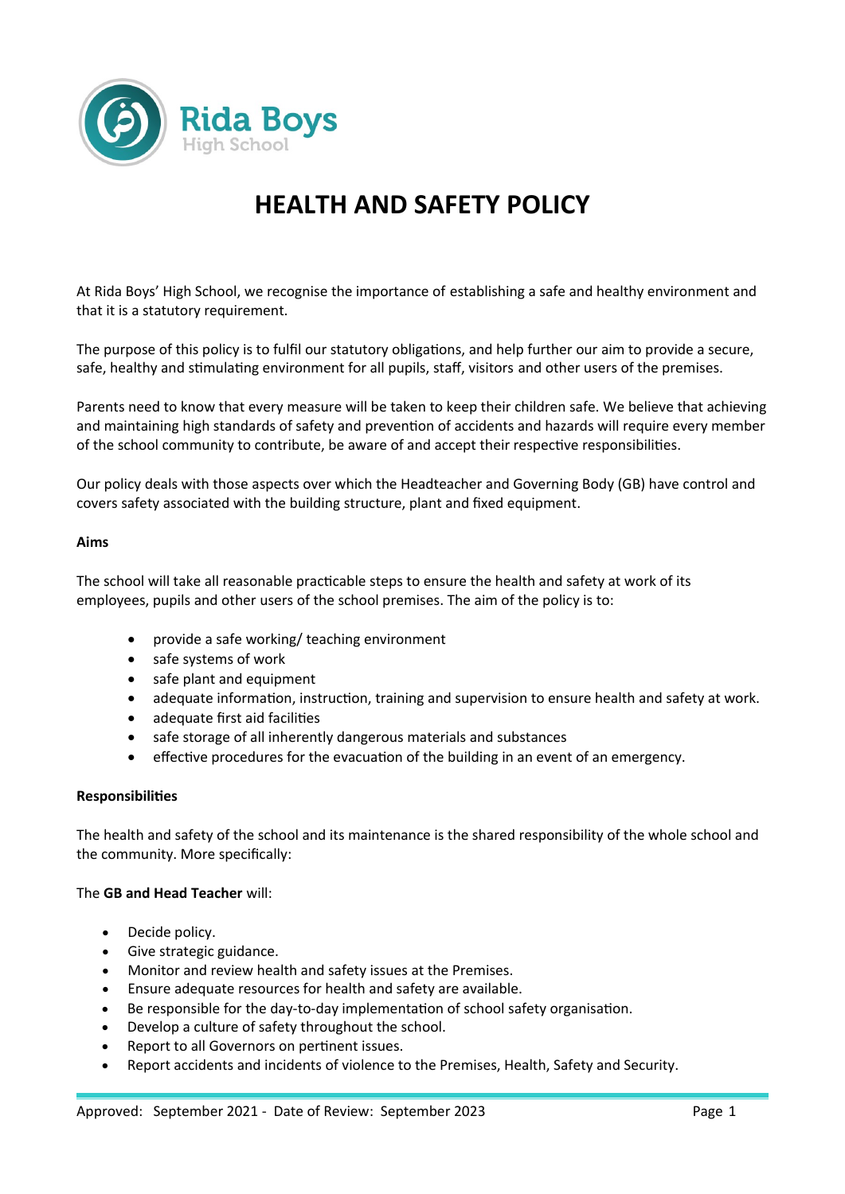Rida Boys
High School

# HEALTH AND SAFETY POLICY

At Rida Boys' High School, we recognise the importance of establishing a safe and healthy environment and that it is a statutory requirement.

The purpose of this policy is to fulfil our statutory obligations, and help further our aim to provide a secure, safe, healthy and stimulating environment for all pupils, staff, visitors and other users of the premises.

Parents need to know that every measure will be taken to keep their children safe. We believe that achieving and maintaining high standards of safety and prevention of accidents and hazards will require every member of the school community to contribute, be aware of and accept their respective responsibilities.

Our policy deals with those aspects over which the Headteacher and Governing Body (GB) have control and covers safety associated with the building structure, plant and fixed equipment.

**Aims**

The school will take all reasonable practicable steps to ensure the health and safety at work of its employees, pupils and other users of the school premises. The aim of the policy is to:

- provide a safe working/ teaching environment
- safe systems of work
- safe plant and equipment
- adequate information, instruction, training and supervision to ensure health and safety at work.
- adequate first aid facilities
- safe storage of all inherently dangerous materials and substances
- effective procedures for the evacuation of the building in an event of an emergency.

**Responsibilities**

The health and safety of the school and its maintenance is the shared responsibility of the whole school and the community. More specifically:

The **GB and Head Teacher** will:

- Decide policy.
- Give strategic guidance.
- Monitor and review health and safety issues at the Premises.
- Ensure adequate resources for health and safety are available.
- Be responsible for the day-to-day implementation of school safety organisation.
- Develop a culture of safety throughout the school.
- Report to all Governors on pertinent issues.
- Report accidents and incidents of violence to the Premises, Health, Safety and Security.

Approved: September 2021 - Date of Review: September 2023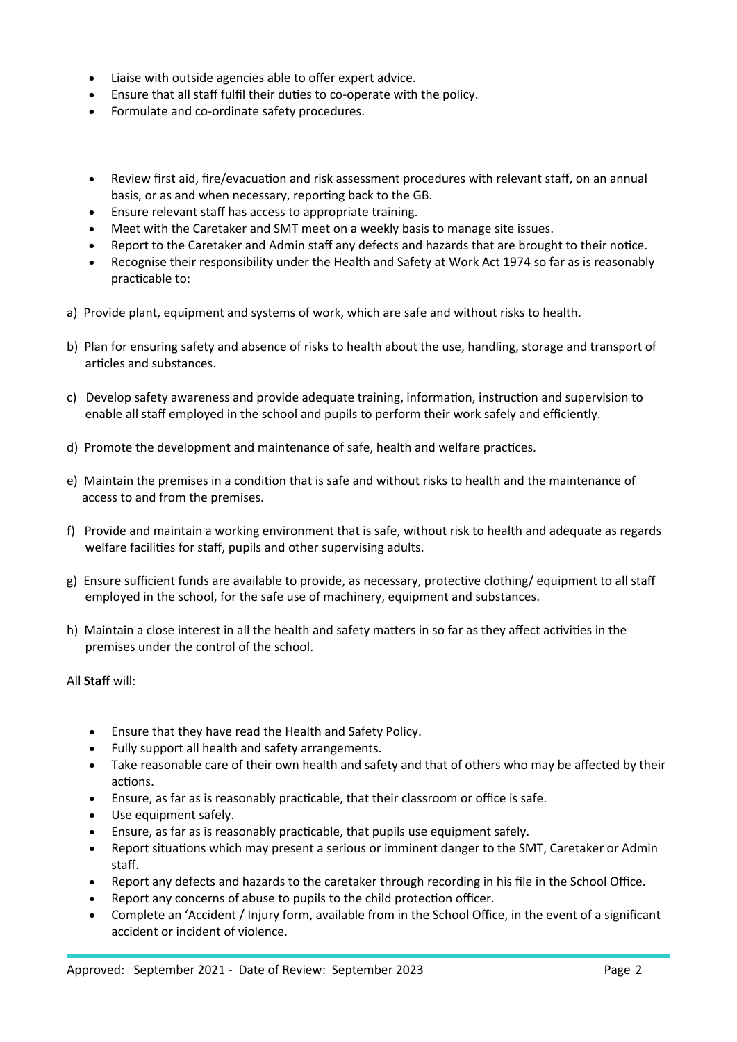- Liaise with outside agencies able to offer expert advice.
- Ensure that all staff fulfil their duties to co-operate with the policy.
- Formulate and co-ordinate safety procedures.

- Review first aid, fire/evacuation and risk assessment procedures with relevant staff, on an annual basis, or as and when necessary, reporting back to the GB.
- Ensure relevant staff has access to appropriate training.
- Meet with the Caretaker and SMT meet on a weekly basis to manage site issues.
- Report to the Caretaker and Admin staff any defects and hazards that are brought to their notice.
- Recognise their responsibility under the Health and Safety at Work Act 1974 so far as is reasonably practicable to:

a) Provide plant, equipment and systems of work, which are safe and without risks to health.

b) Plan for ensuring safety and absence of risks to health about the use, handling, storage and transport of articles and substances.

c) Develop safety awareness and provide adequate training, information, instruction and supervision to enable all staff employed in the school and pupils to perform their work safely and efficiently.

d) Promote the development and maintenance of safe, health and welfare practices.

e) Maintain the premises in a condition that is safe and without risks to health and the maintenance of access to and from the premises.

f) Provide and maintain a working environment that is safe, without risk to health and adequate as regards welfare facilities for staff, pupils and other supervising adults.

g) Ensure sufficient funds are available to provide, as necessary, protective clothing/ equipment to all staff employed in the school, for the safe use of machinery, equipment and substances.

h) Maintain a close interest in all the health and safety matters in so far as they affect activities in the premises under the control of the school.

All **Staff** will:

- Ensure that they have read the Health and Safety Policy.
- Fully support all health and safety arrangements.
- Take reasonable care of their own health and safety and that of others who may be affected by their actions.
- Ensure, as far as is reasonably practicable, that their classroom or office is safe.
- Use equipment safely.
- Ensure, as far as is reasonably practicable, that pupils use equipment safely.
- Report situations which may present a serious or imminent danger to the SMT, Caretaker or Admin staff.
- Report any defects and hazards to the caretaker through recording in his file in the School Office.
- Report any concerns of abuse to pupils to the child protection officer.
- Complete an 'Accident / Injury form, available from in the School Office, in the event of a significant accident or incident of violence.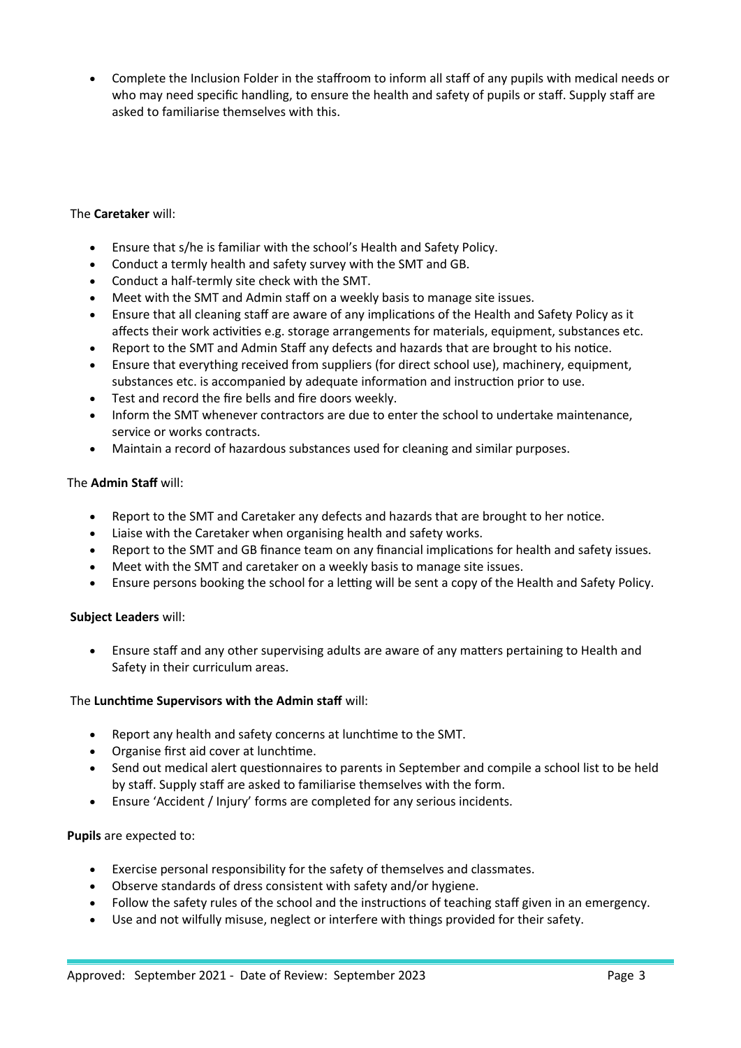- Complete the Inclusion Folder in the staffroom to inform all staff of any pupils with medical needs or who may need specific handling, to ensure the health and safety of pupils or staff. Supply staff are asked to familiarise themselves with this.

The **Caretaker** will:

- Ensure that s/he is familiar with the school's Health and Safety Policy.
- Conduct a termly health and safety survey with the SMT and GB.
- Conduct a half-termly site check with the SMT.
- Meet with the SMT and Admin staff on a weekly basis to manage site issues.
- Ensure that all cleaning staff are aware of any implications of the Health and Safety Policy as it affects their work activities e.g. storage arrangements for materials, equipment, substances etc.
- Report to the SMT and Admin Staff any defects and hazards that are brought to his notice.
- Ensure that everything received from suppliers (for direct school use), machinery, equipment, substances etc. is accompanied by adequate information and instruction prior to use.
- Test and record the fire bells and fire doors weekly.
- Inform the SMT whenever contractors are due to enter the school to undertake maintenance, service or works contracts.
- Maintain a record of hazardous substances used for cleaning and similar purposes.

The **Admin Staff** will:

- Report to the SMT and Caretaker any defects and hazards that are brought to her notice.
- Liaise with the Caretaker when organising health and safety works.
- Report to the SMT and GB finance team on any financial implications for health and safety issues.
- Meet with the SMT and caretaker on a weekly basis to manage site issues.
- Ensure persons booking the school for a letting will be sent a copy of the Health and Safety Policy.

**Subject Leaders** will:

- Ensure staff and any other supervising adults are aware of any matters pertaining to Health and Safety in their curriculum areas.

The **Lunchtime Supervisors with the Admin staff** will:

- Report any health and safety concerns at lunchtime to the SMT.
- Organise first aid cover at lunchtime.
- Send out medical alert questionnaires to parents in September and compile a school list to be held by staff. Supply staff are asked to familiarise themselves with the form.
- Ensure 'Accident / Injury' forms are completed for any serious incidents.

**Pupils** are expected to:

- Exercise personal responsibility for the safety of themselves and classmates.
- Observe standards of dress consistent with safety and/or hygiene.
- Follow the safety rules of the school and the instructions of teaching staff given in an emergency.
- Use and not wilfully misuse, neglect or interfere with things provided for their safety.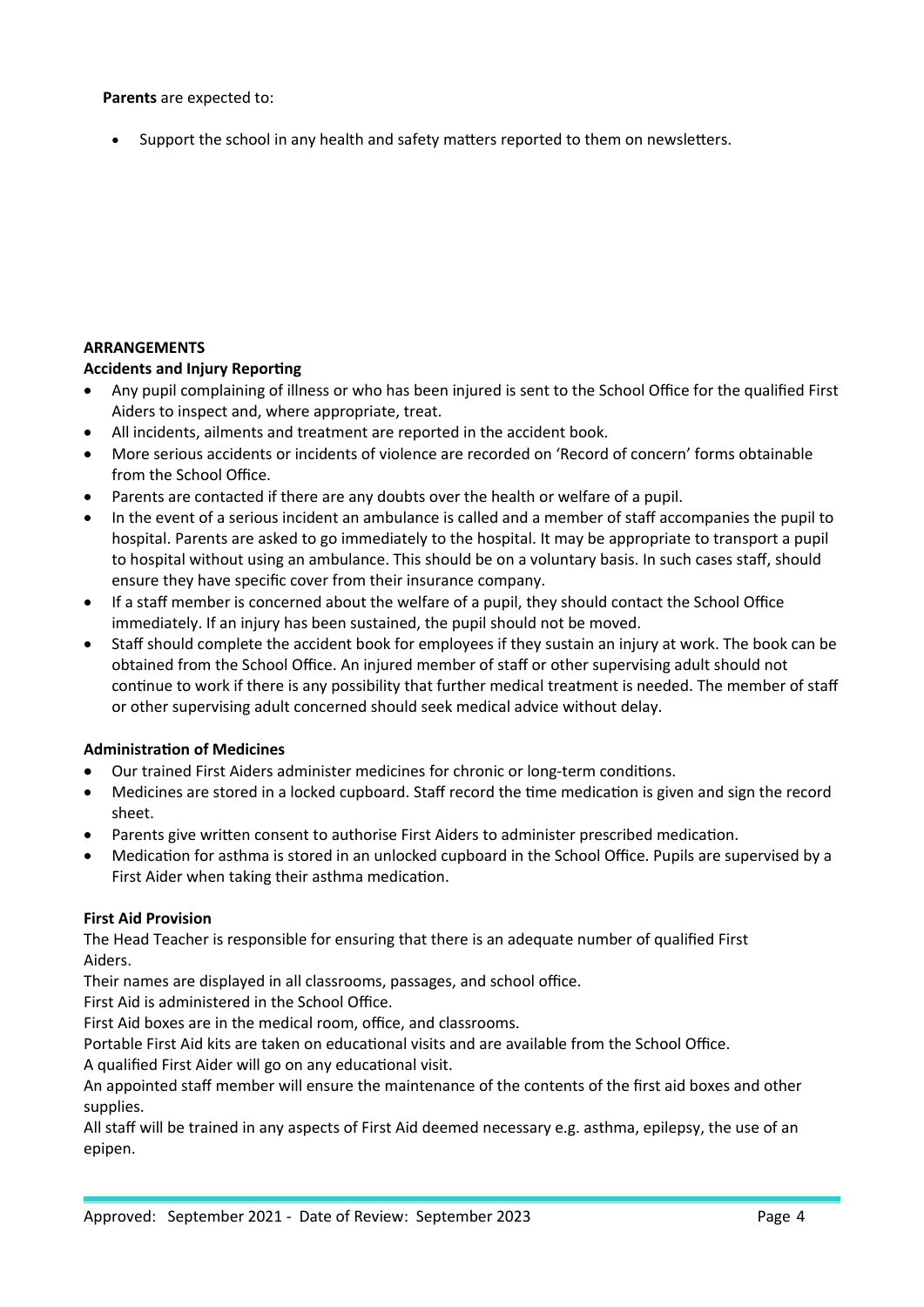**Parents** are expected to:

- Support the school in any health and safety matters reported to them on newsletters.

**ARRANGEMENTS**

**Accidents and Injury Reporting**

- Any pupil complaining of illness or who has been injured is sent to the School Office for the qualified First Aiders to inspect and, where appropriate, treat.
- All incidents, ailments and treatment are reported in the accident book.
- More serious accidents or incidents of violence are recorded on 'Record of concern' forms obtainable from the School Office.
- Parents are contacted if there are any doubts over the health or welfare of a pupil.
- In the event of a serious incident an ambulance is called and a member of staff accompanies the pupil to hospital. Parents are asked to go immediately to the hospital. It may be appropriate to transport a pupil to hospital without using an ambulance. This should be on a voluntary basis. In such cases staff, should ensure they have specific cover from their insurance company.
- If a staff member is concerned about the welfare of a pupil, they should contact the School Office immediately. If an injury has been sustained, the pupil should not be moved.
- Staff should complete the accident book for employees if they sustain an injury at work. The book can be obtained from the School Office. An injured member of staff or other supervising adult should not continue to work if there is any possibility that further medical treatment is needed. The member of staff or other supervising adult concerned should seek medical advice without delay.

**Administration of Medicines**

- Our trained First Aiders administer medicines for chronic or long-term conditions.
- Medicines are stored in a locked cupboard. Staff record the time medication is given and sign the record sheet.
- Parents give written consent to authorise First Aiders to administer prescribed medication.
- Medication for asthma is stored in an unlocked cupboard in the School Office. Pupils are supervised by a First Aider when taking their asthma medication.

**First Aid Provision**

The Head Teacher is responsible for ensuring that there is an adequate number of qualified First Aiders.

Their names are displayed in all classrooms, passages, and school office.

First Aid is administered in the School Office.

First Aid boxes are in the medical room, office, and classrooms.

Portable First Aid kits are taken on educational visits and are available from the School Office.

A qualified First Aider will go on any educational visit.

An appointed staff member will ensure the maintenance of the contents of the first aid boxes and other supplies.

All staff will be trained in any aspects of First Aid deemed necessary e.g. asthma, epilepsy, the use of an epipen.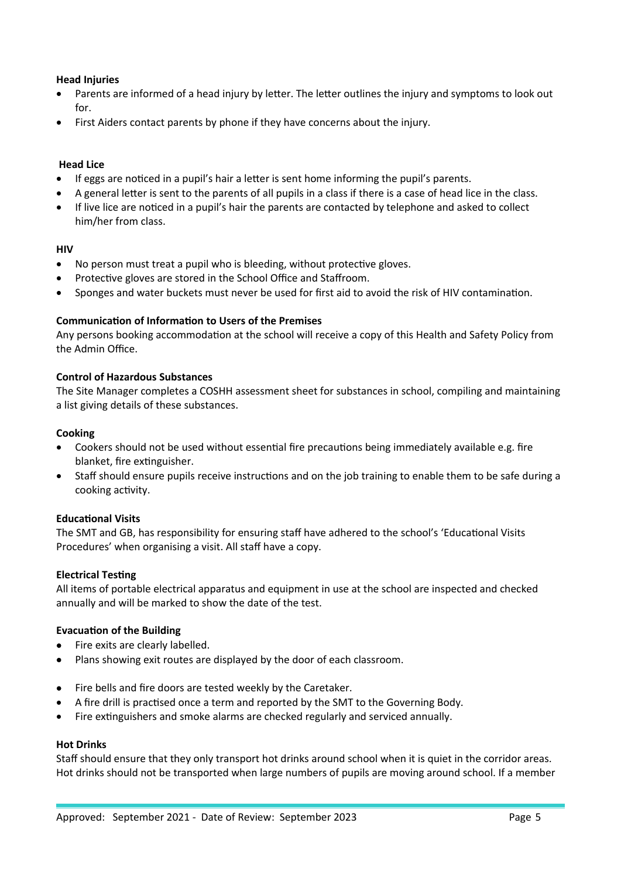**Head Injuries**

- Parents are informed of a head injury by letter. The letter outlines the injury and symptoms to look out for.
- First Aiders contact parents by phone if they have concerns about the injury.

**Head Lice**

- If eggs are noticed in a pupil's hair a letter is sent home informing the pupil's parents.
- A general letter is sent to the parents of all pupils in a class if there is a case of head lice in the class.
- If live lice are noticed in a pupil's hair the parents are contacted by telephone and asked to collect him/her from class.

**HIV**

- No person must treat a pupil who is bleeding, without protective gloves.
- Protective gloves are stored in the School Office and Staffroom.
- Sponges and water buckets must never be used for first aid to avoid the risk of HIV contamination.

**Communication of Information to Users of the Premises**

Any persons booking accommodation at the school will receive a copy of this Health and Safety Policy from the Admin Office.

**Control of Hazardous Substances**

The Site Manager completes a COSHH assessment sheet for substances in school, compiling and maintaining a list giving details of these substances.

**Cooking**

- Cookers should not be used without essential fire precautions being immediately available e.g. fire blanket, fire extinguisher.
- Staff should ensure pupils receive instructions and on the job training to enable them to be safe during a cooking activity.

**Educational Visits**

The SMT and GB, has responsibility for ensuring staff have adhered to the school's 'Educational Visits Procedures' when organising a visit. All staff have a copy.

**Electrical Testing**

All items of portable electrical apparatus and equipment in use at the school are inspected and checked annually and will be marked to show the date of the test.

**Evacuation of the Building**

- Fire exits are clearly labelled.
- Plans showing exit routes are displayed by the door of each classroom.
- Fire bells and fire doors are tested weekly by the Caretaker.
- A fire drill is practised once a term and reported by the SMT to the Governing Body.
- Fire extinguishers and smoke alarms are checked regularly and serviced annually.

**Hot Drinks**

Staff should ensure that they only transport hot drinks around school when it is quiet in the corridor areas. Hot drinks should not be transported when large numbers of pupils are moving around school. If a member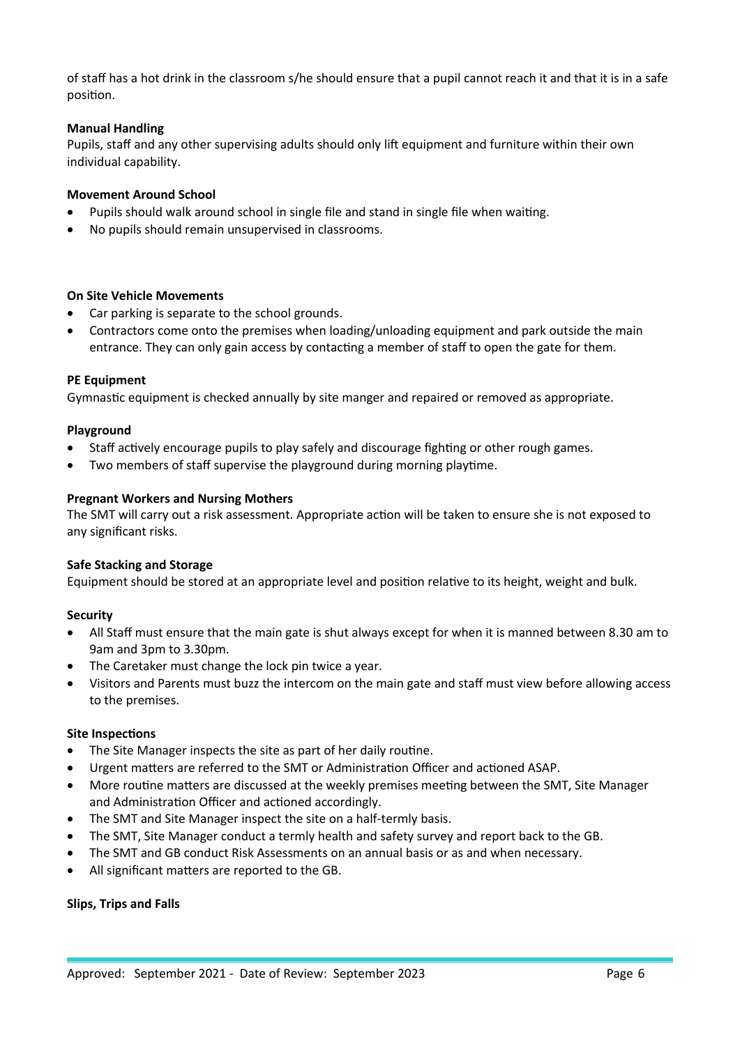of staff has a hot drink in the classroom s/he should ensure that a pupil cannot reach it and that it is in a safe position.

**Manual Handling**

Pupils, staff and any other supervising adults should only lift equipment and furniture within their own individual capability.

**Movement Around School**

- Pupils should walk around school in single file and stand in single file when waiting.
- No pupils should remain unsupervised in classrooms.

**On Site Vehicle Movements**

- Car parking is separate to the school grounds.
- Contractors come onto the premises when loading/unloading equipment and park outside the main entrance. They can only gain access by contacting a member of staff to open the gate for them.

**PE Equipment**

Gymnastic equipment is checked annually by site manger and repaired or removed as appropriate.

**Playground**

- Staff actively encourage pupils to play safely and discourage fighting or other rough games.
- Two members of staff supervise the playground during morning playtime.

**Pregnant Workers and Nursing Mothers**

The SMT will carry out a risk assessment. Appropriate action will be taken to ensure she is not exposed to any significant risks.

**Safe Stacking and Storage**

Equipment should be stored at an appropriate level and position relative to its height, weight and bulk.

**Security**

- All Staff must ensure that the main gate is shut always except for when it is manned between 8.30 am to 9am and 3pm to 3.30pm.
- The Caretaker must change the lock pin twice a year.
- Visitors and Parents must buzz the intercom on the main gate and staff must view before allowing access to the premises.

**Site Inspections**

- The Site Manager inspects the site as part of her daily routine.
- Urgent matters are referred to the SMT or Administration Officer and actioned ASAP.
- More routine matters are discussed at the weekly premises meeting between the SMT, Site Manager and Administration Officer and actioned accordingly.
- The SMT and Site Manager inspect the site on a half-termly basis.
- The SMT, Site Manager conduct a termly health and safety survey and report back to the GB.
- The SMT and GB conduct Risk Assessments on an annual basis or as and when necessary.
- All significant matters are reported to the GB.

**Slips, Trips and Falls**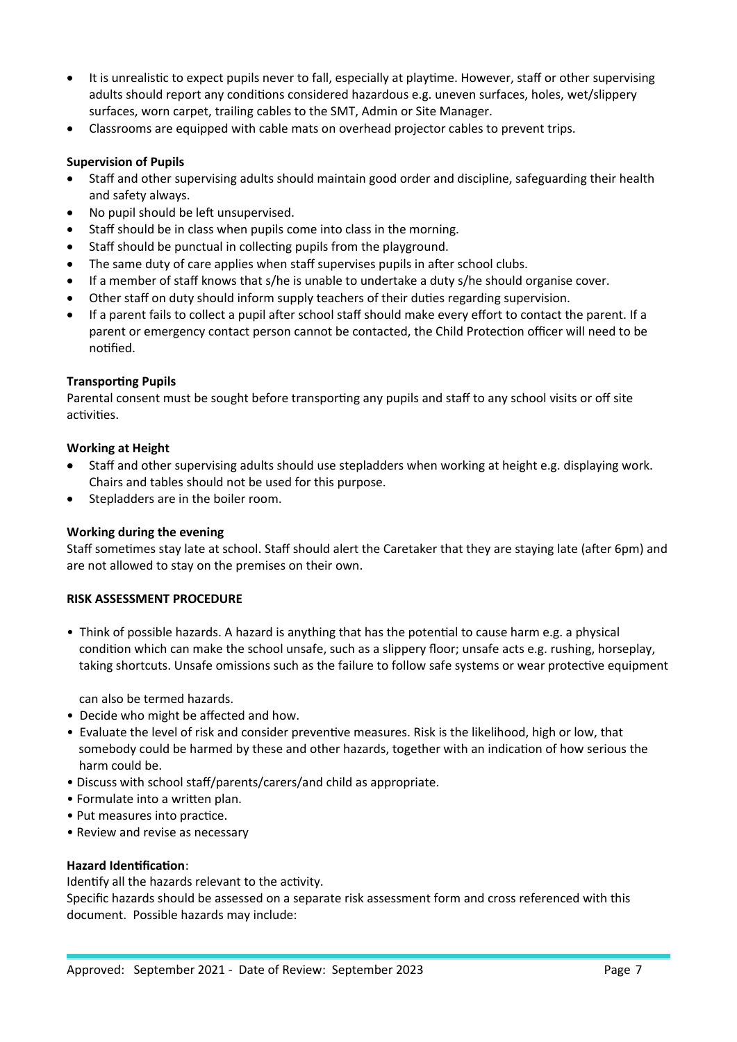- It is unrealistic to expect pupils never to fall, especially at playtime. However, staff or other supervising adults should report any conditions considered hazardous e.g. uneven surfaces, holes, wet/slippery surfaces, worn carpet, trailing cables to the SMT, Admin or Site Manager.
- Classrooms are equipped with cable mats on overhead projector cables to prevent trips.

**Supervision of Pupils**

- Staff and other supervising adults should maintain good order and discipline, safeguarding their health and safety always.
- No pupil should be left unsupervised.
- Staff should be in class when pupils come into class in the morning.
- Staff should be punctual in collecting pupils from the playground.
- The same duty of care applies when staff supervises pupils in after school clubs.
- If a member of staff knows that s/he is unable to undertake a duty s/he should organise cover.
- Other staff on duty should inform supply teachers of their duties regarding supervision.
- If a parent fails to collect a pupil after school staff should make every effort to contact the parent. If a parent or emergency contact person cannot be contacted, the Child Protection officer will need to be notified.

**Transporting Pupils**

Parental consent must be sought before transporting any pupils and staff to any school visits or off site activities.

**Working at Height**

- Staff and other supervising adults should use stepladders when working at height e.g. displaying work. Chairs and tables should not be used for this purpose.
- Stepladders are in the boiler room.

**Working during the evening**

Staff sometimes stay late at school. Staff should alert the Caretaker that they are staying late (after 6pm) and are not allowed to stay on the premises on their own.

**RISK ASSESSMENT PROCEDURE**

- Think of possible hazards. A hazard is anything that has the potential to cause harm e.g. a physical condition which can make the school unsafe, such as a slippery floor; unsafe acts e.g. rushing, horseplay, taking shortcuts. Unsafe omissions such as the failure to follow safe systems or wear protective equipment can also be termed hazards.
- Decide who might be affected and how.
- Evaluate the level of risk and consider preventive measures. Risk is the likelihood, high or low, that somebody could be harmed by these and other hazards, together with an indication of how serious the harm could be.
- Discuss with school staff/parents/carers/and child as appropriate.
- Formulate into a written plan.
- Put measures into practice.
- Review and revise as necessary

**Hazard Identification**:

Identify all the hazards relevant to the activity.

Specific hazards should be assessed on a separate risk assessment form and cross referenced with this document. Possible hazards may include: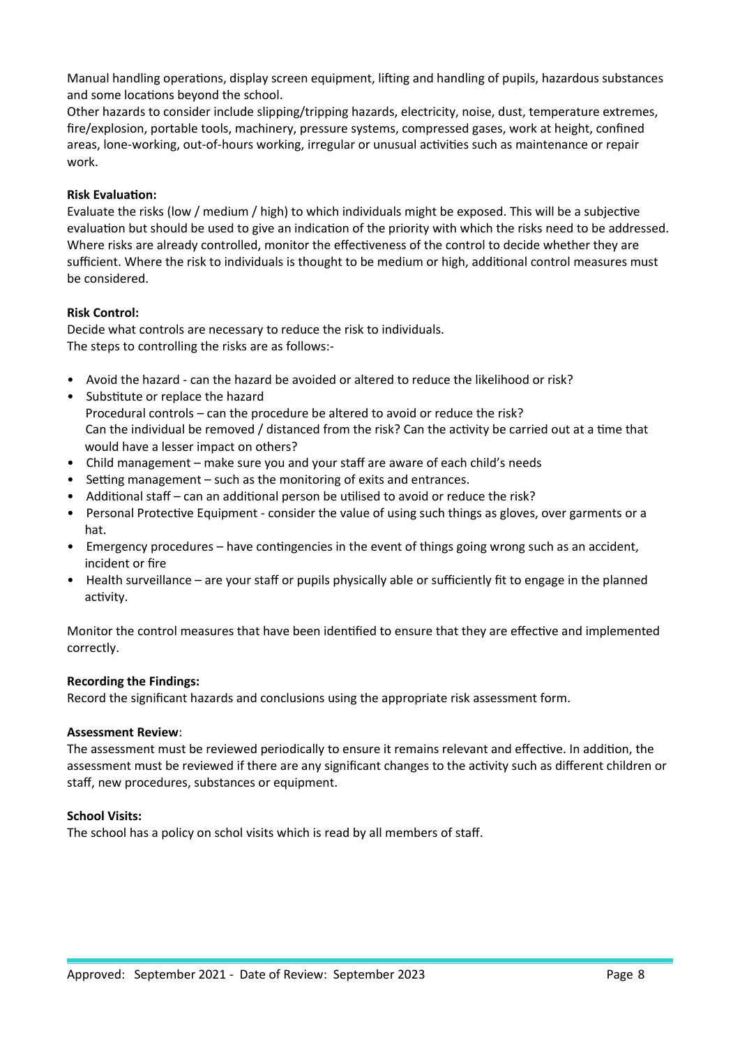Manual handling operations, display screen equipment, lifting and handling of pupils, hazardous substances and some locations beyond the school.
Other hazards to consider include slipping/tripping hazards, electricity, noise, dust, temperature extremes, fire/explosion, portable tools, machinery, pressure systems, compressed gases, work at height, confined areas, lone-working, out-of-hours working, irregular or unusual activities such as maintenance or repair work.

**Risk Evaluation:**
Evaluate the risks (low / medium / high) to which individuals might be exposed. This will be a subjective evaluation but should be used to give an indication of the priority with which the risks need to be addressed. Where risks are already controlled, monitor the effectiveness of the control to decide whether they are sufficient. Where the risk to individuals is thought to be medium or high, additional control measures must be considered.

**Risk Control:**
Decide what controls are necessary to reduce the risk to individuals.
The steps to controlling the risks are as follows:-

- Avoid the hazard - can the hazard be avoided or altered to reduce the likelihood or risk?
- Substitute or replace the hazard
  Procedural controls – can the procedure be altered to avoid or reduce the risk?
  Can the individual be removed / distanced from the risk? Can the activity be carried out at a time that would have a lesser impact on others?
- Child management – make sure you and your staff are aware of each child's needs
- Setting management – such as the monitoring of exits and entrances.
- Additional staff – can an additional person be utilised to avoid or reduce the risk?
- Personal Protective Equipment - consider the value of using such things as gloves, over garments or a hat.
- Emergency procedures – have contingencies in the event of things going wrong such as an accident, incident or fire
- Health surveillance – are your staff or pupils physically able or sufficiently fit to engage in the planned activity.

Monitor the control measures that have been identified to ensure that they are effective and implemented correctly.

**Recording the Findings:**
Record the significant hazards and conclusions using the appropriate risk assessment form.

**Assessment Review**:
The assessment must be reviewed periodically to ensure it remains relevant and effective. In addition, the assessment must be reviewed if there are any significant changes to the activity such as different children or staff, new procedures, substances or equipment.

**School Visits:**
The school has a policy on schol visits which is read by all members of staff.